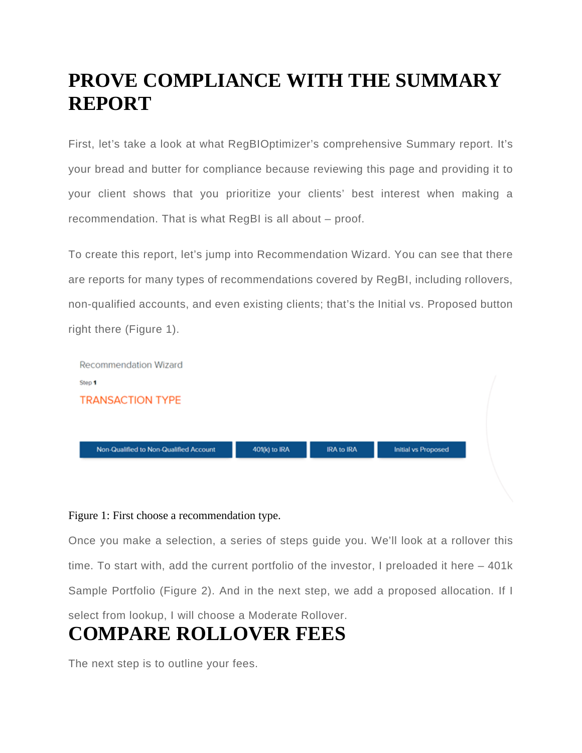# PROVE COMPLIANCE WITH THE SUMMARY REPORT

First, let's take a look at what RegBIOptimizer's comprehensive Summary report. It's your bread and butter for compliance because reviewing this page and providing it to your client shows that you prioritize your clients' best interest when making a recommendation. That is what RegBI is all about – proof.

To create this report, let's jump into Recommendation Wizard. You can see that there are reports for many types of recommendations covered by RegBI, including rollovers, non-qualified accounts, and even existing clients; that's the Initial vs. Proposed button right there (Figure 1).

Figure 1: First choose a recommendation type.

Once you make a selection, a series of steps guide you. We'll look at a rollover this time. To start with, add the current portfolio of the investor, I preloaded it here – 401k Sample Portfolio (Figure 2). And in the next step, we add a proposed allocation. If I select from lookup, I will choose a Moderate Rollover.

# COMPARE ROLLOVER FEES

The next step is to outline your fees.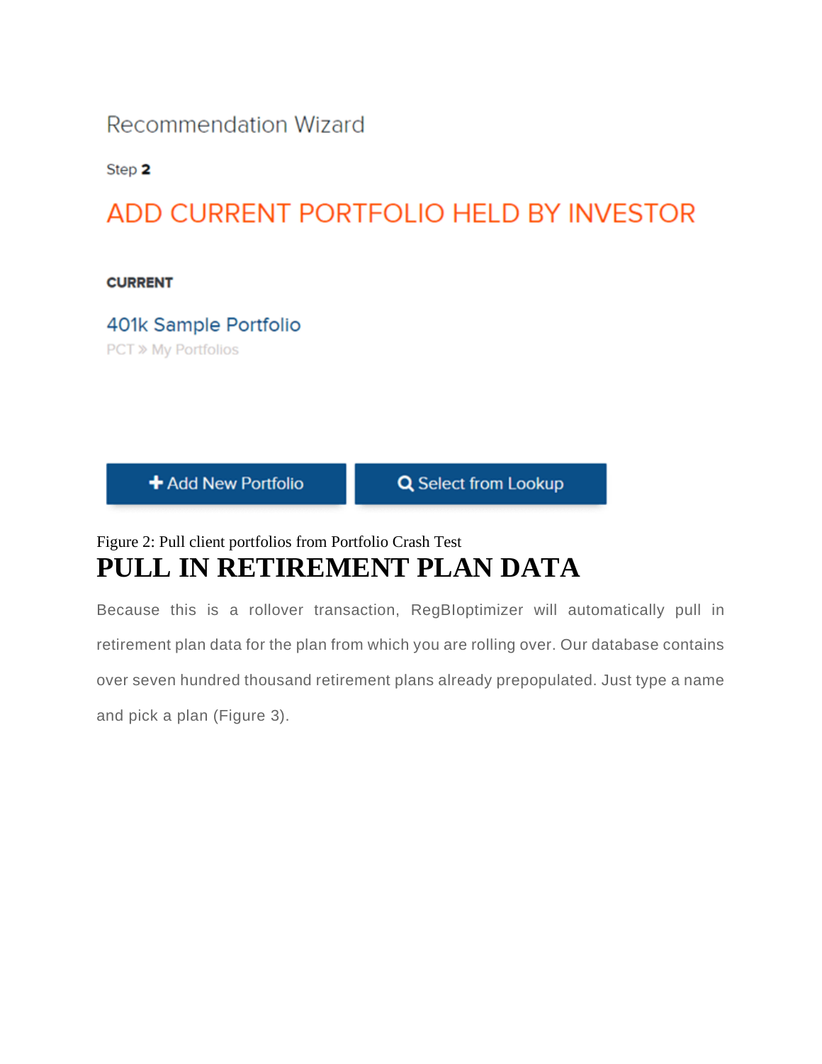Recommendation Wizard

Step **2**

ADD CURRENT PORTFOLIO HELD BY INVESTOR

**CURRENT**

401k Sample Portfolio

PCT » My Portfolios

+ Add New Portfolio

Select from Lookup

Figure 2: Pull client portfolios from Portfolio Crash Test

# PULL IN RETIREMENT PLAN DATA

Because this is a rollover transaction, RegBIoptimizer will automatically pull in retirement plan data for the plan from which you are rolling over. Our database contains over seven hundred thousand retirement plans already prepopulated. Just type a name and pick a plan (Figure 3).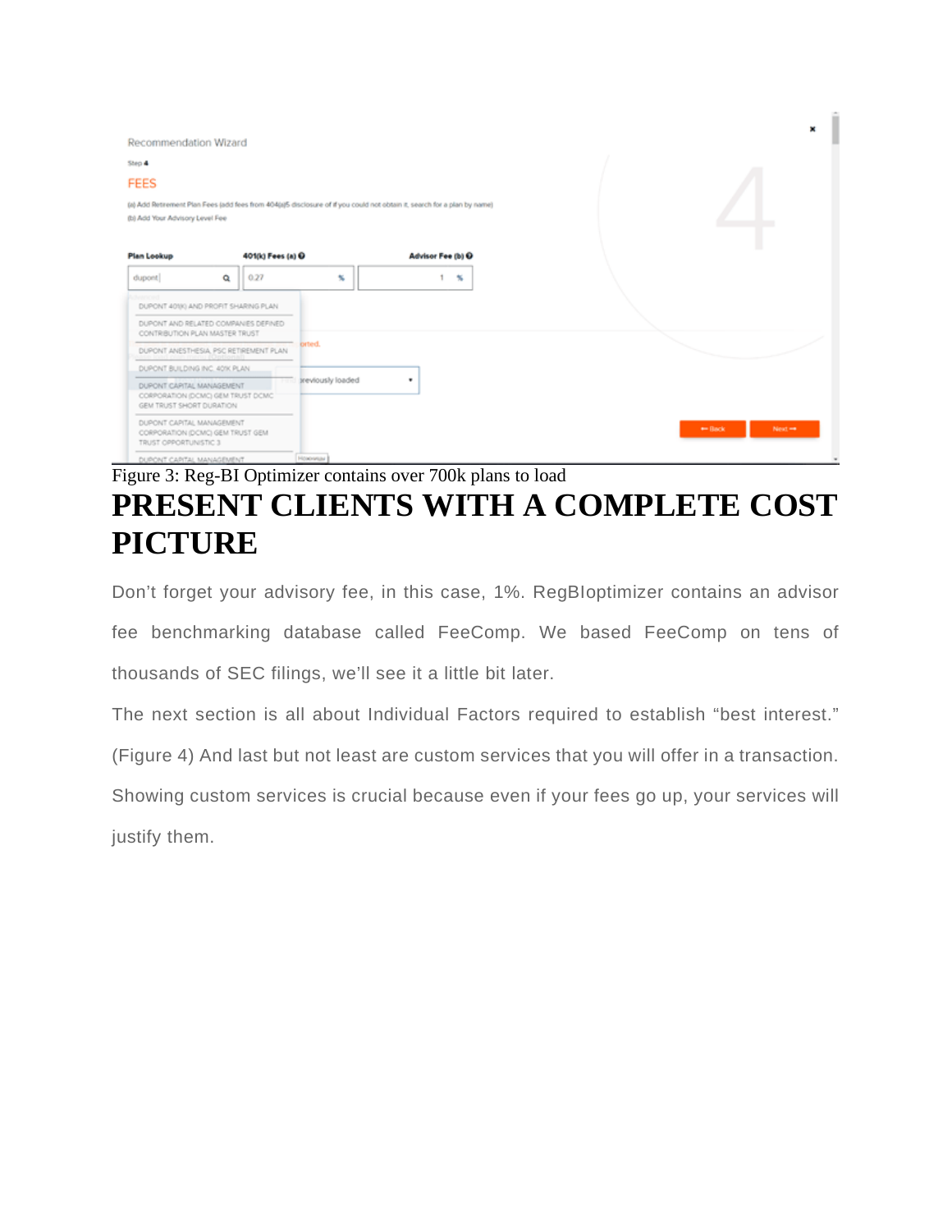Figure 3: Reg-BI Optimizer contains over 700k plans to load

# PRESENT CLIENTS WITH A COMPLETE COST PICTURE

Don't forget your advisory fee, in this case, 1%. RegBIoptimizer contains an advisor fee benchmarking database called FeeComp. We based FeeComp on tens of thousands of SEC filings, we'll see it a little bit later.

The next section is all about Individual Factors required to establish "best interest." (Figure 4) And last but not least are custom services that you will offer in a transaction. Showing custom services is crucial because even if your fees go up, your services will justify them.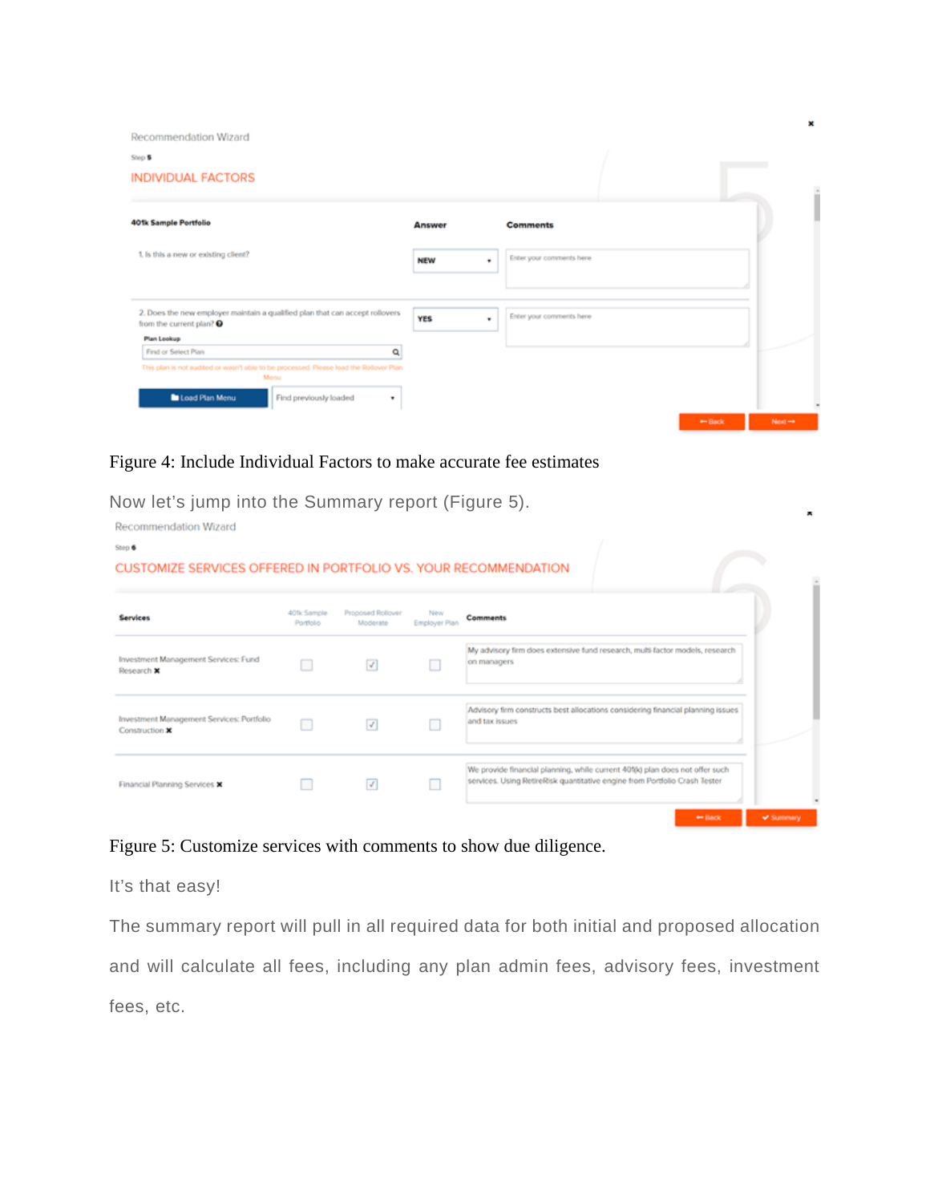Figure 4: Include Individual Factors to make accurate fee estimates

Now let's jump into the Summary report (Figure 5).

Figure 5: Customize services with comments to show due diligence.

It's that easy!

The summary report will pull in all required data for both initial and proposed allocation and will calculate all fees, including any plan admin fees, advisory fees, investment fees, etc.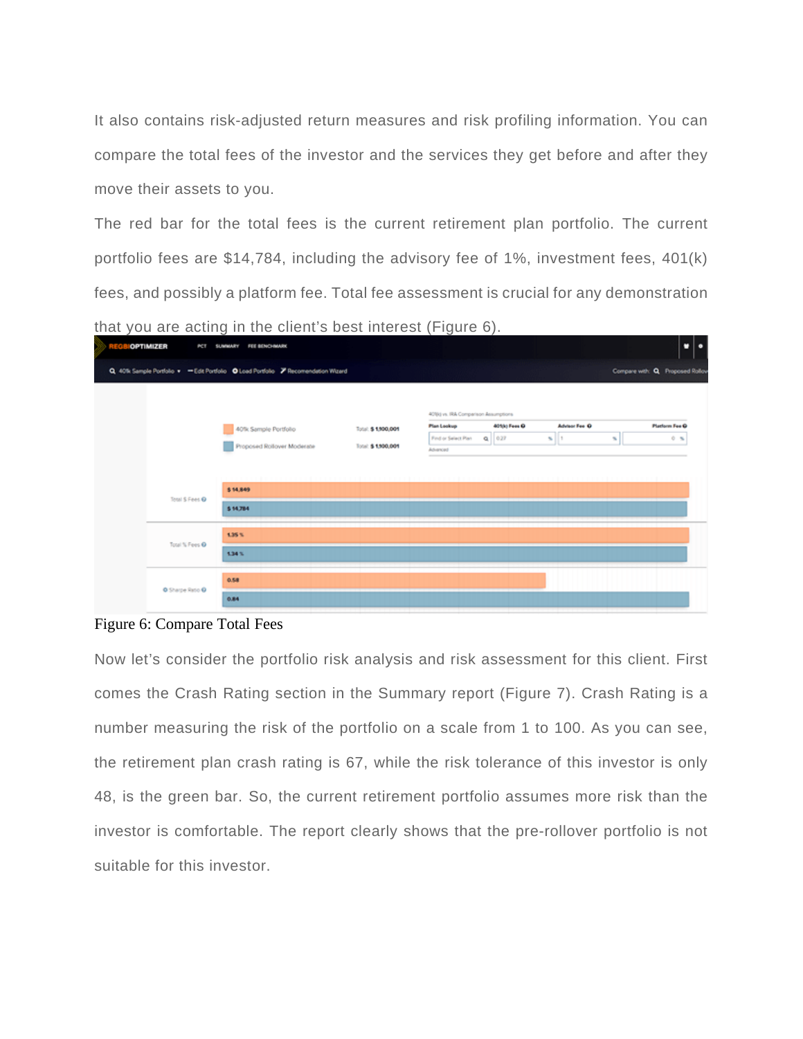It also contains risk-adjusted return measures and risk profiling information. You can compare the total fees of the investor and the services they get before and after they move their assets to you.

The red bar for the total fees is the current retirement plan portfolio. The current portfolio fees are $14,784, including the advisory fee of 1%, investment fees, 401(k) fees, and possibly a platform fee. Total fee assessment is crucial for any demonstration that you are acting in the client's best interest (Figure 6).

Figure 6: Compare Total Fees

Now let's consider the portfolio risk analysis and risk assessment for this client. First comes the Crash Rating section in the Summary report (Figure 7). Crash Rating is a number measuring the risk of the portfolio on a scale from 1 to 100. As you can see, the retirement plan crash rating is 67, while the risk tolerance of this investor is only 48, is the green bar. So, the current retirement portfolio assumes more risk than the investor is comfortable. The report clearly shows that the pre-rollover portfolio is not suitable for this investor.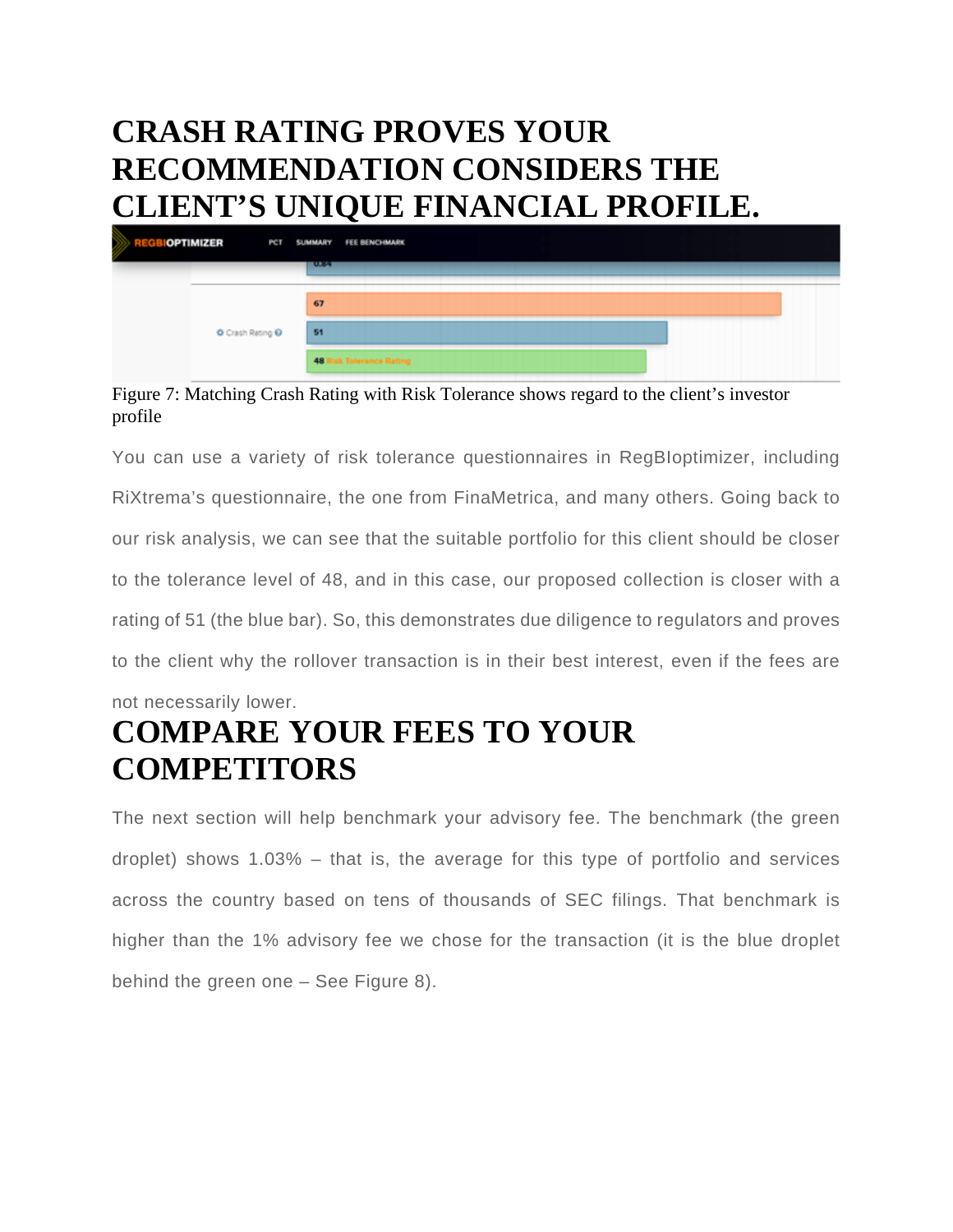# CRASH RATING PROVES YOUR RECOMMENDATION CONSIDERS THE CLIENT'S UNIQUE FINANCIAL PROFILE.

Figure 7: Matching Crash Rating with Risk Tolerance shows regard to the client's investor profile

You can use a variety of risk tolerance questionnaires in RegBIoptimizer, including RiXtrema's questionnaire, the one from FinaMetrica, and many others. Going back to our risk analysis, we can see that the suitable portfolio for this client should be closer to the tolerance level of 48, and in this case, our proposed collection is closer with a rating of 51 (the blue bar). So, this demonstrates due diligence to regulators and proves to the client why the rollover transaction is in their best interest, even if the fees are not necessarily lower.

# COMPARE YOUR FEES TO YOUR COMPETITORS

The next section will help benchmark your advisory fee. The benchmark (the green droplet) shows 1.03% – that is, the average for this type of portfolio and services across the country based on tens of thousands of SEC filings. That benchmark is higher than the 1% advisory fee we chose for the transaction (it is the blue droplet behind the green one – See Figure 8).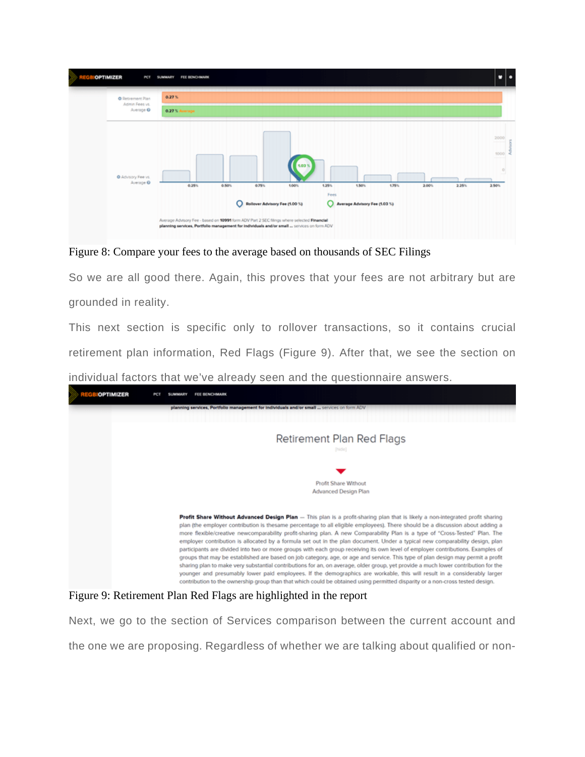Figure 8: Compare your fees to the average based on thousands of SEC Filings

So we are all good there. Again, this proves that your fees are not arbitrary but are grounded in reality.

This next section is specific only to rollover transactions, so it contains crucial retirement plan information, Red Flags (Figure 9). After that, we see the section on individual factors that we've already seen and the questionnaire answers.

Figure 9: Retirement Plan Red Flags are highlighted in the report

Next, we go to the section of Services comparison between the current account and the one we are proposing. Regardless of whether we are talking about qualified or non-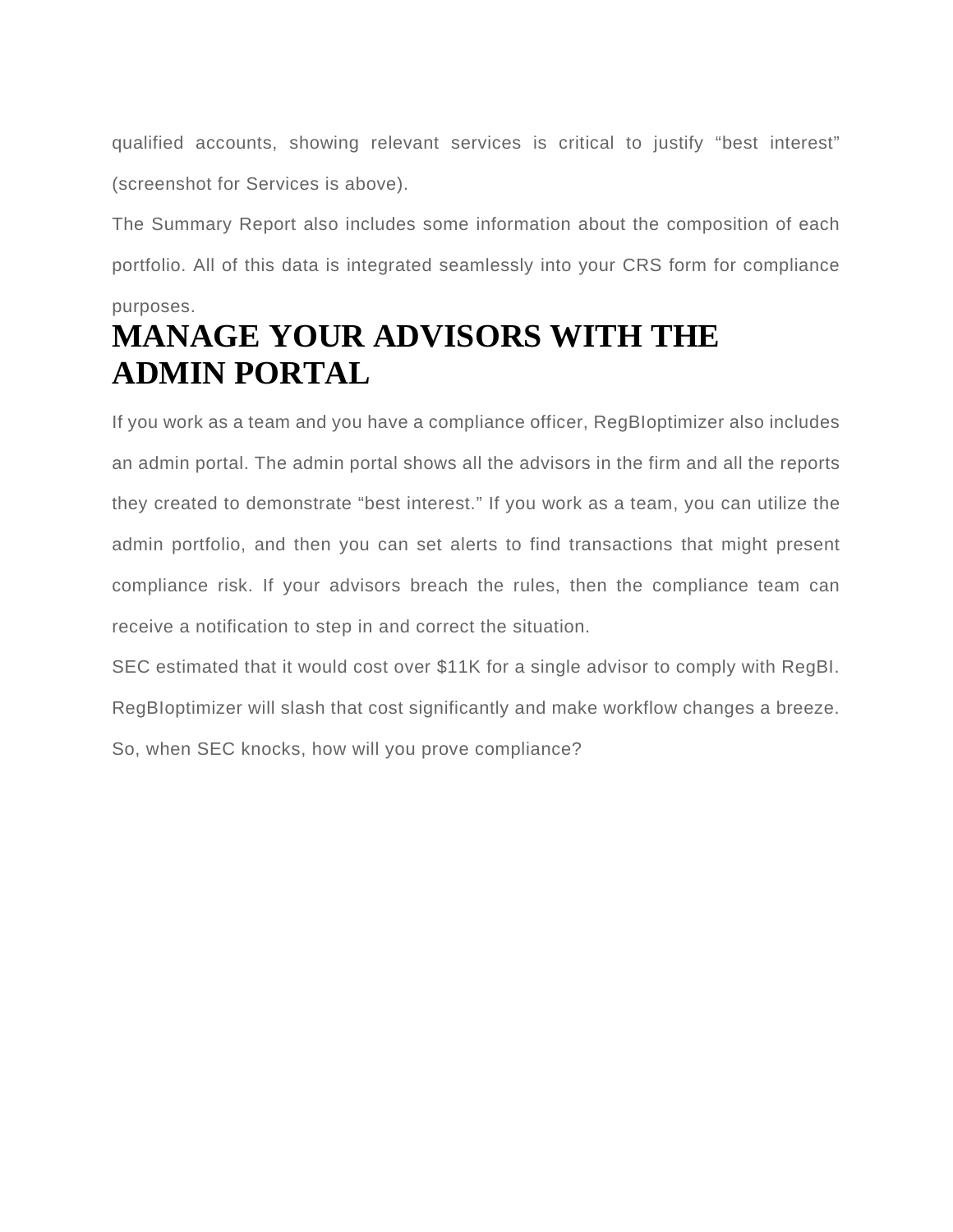qualified accounts, showing relevant services is critical to justify "best interest" (screenshot for Services is above).

The Summary Report also includes some information about the composition of each portfolio. All of this data is integrated seamlessly into your CRS form for compliance purposes.

## MANAGE YOUR ADVISORS WITH THE ADMIN PORTAL

If you work as a team and you have a compliance officer, RegBIoptimizer also includes an admin portal. The admin portal shows all the advisors in the firm and all the reports they created to demonstrate "best interest." If you work as a team, you can utilize the admin portfolio, and then you can set alerts to find transactions that might present compliance risk. If your advisors breach the rules, then the compliance team can receive a notification to step in and correct the situation.

SEC estimated that it would cost over $11K for a single advisor to comply with RegBI. RegBIoptimizer will slash that cost significantly and make workflow changes a breeze. So, when SEC knocks, how will you prove compliance?